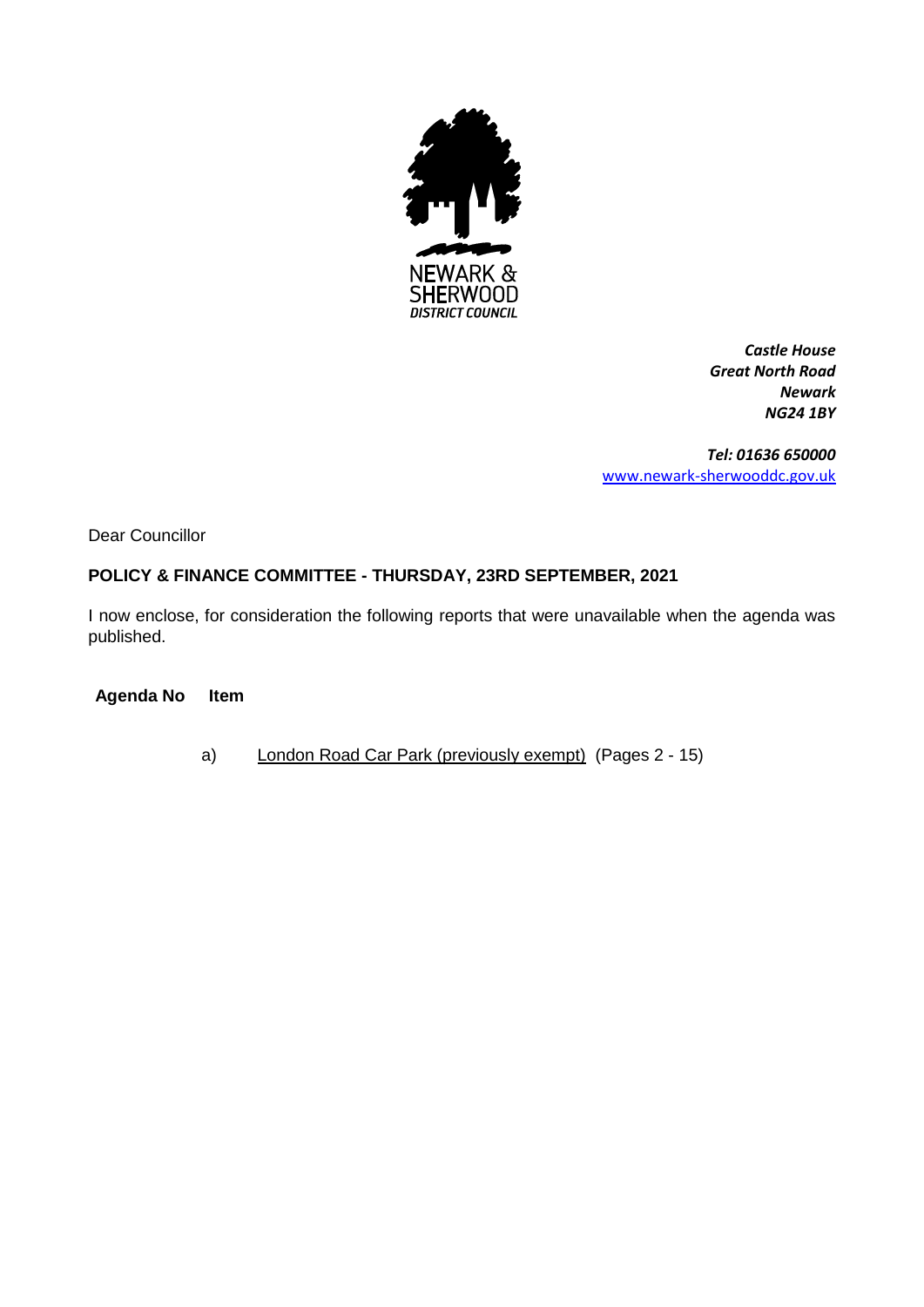NEWARK &
SHERWOOD
*DISTRICT COUNCIL*

***Castle House***
***Great North Road***
***Newark***
***NG24 1BY***

***Tel: 01636 650000***
[www.newark-sherwooddc.gov.uk](http://www.newark-sherwooddc.gov.uk)

Dear Councillor

**POLICY & FINANCE COMMITTEE - THURSDAY, 23RD SEPTEMBER, 2021**

I now enclose, for consideration the following reports that were unavailable when the agenda was published.

| Agenda No | Item |
|---|---|
| a) | London Road Car Park (previously exempt) (Pages 2 - 15) |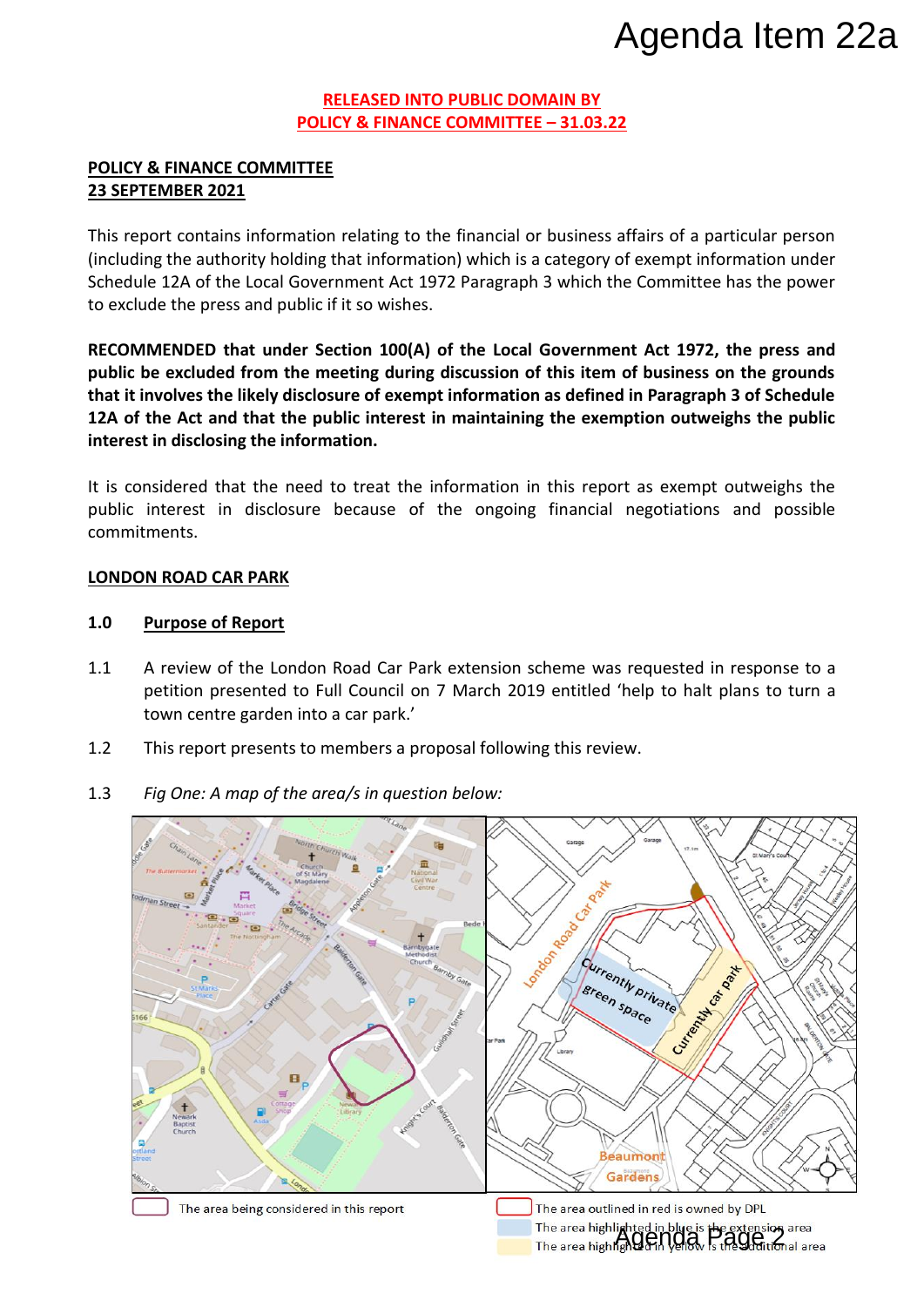# Agenda Item 22a

**RELEASED INTO PUBLIC DOMAIN BY POLICY & FINANCE COMMITTEE – 31.03.22**

**POLICY & FINANCE COMMITTEE**
**23 SEPTEMBER 2021**

This report contains information relating to the financial or business affairs of a particular person (including the authority holding that information) which is a category of exempt information under Schedule 12A of the Local Government Act 1972 Paragraph 3 which the Committee has the power to exclude the press and public if it so wishes.

**RECOMMENDED that under Section 100(A) of the Local Government Act 1972, the press and public be excluded from the meeting during discussion of this item of business on the grounds that it involves the likely disclosure of exempt information as defined in Paragraph 3 of Schedule 12A of the Act and that the public interest in maintaining the exemption outweighs the public interest in disclosing the information.**

It is considered that the need to treat the information in this report as exempt outweighs the public interest in disclosure because of the ongoing financial negotiations and possible commitments.

## LONDON ROAD CAR PARK

### 1.0 Purpose of Report

1.1 A review of the London Road Car Park extension scheme was requested in response to a petition presented to Full Council on 7 March 2019 entitled 'help to halt plans to turn a town centre garden into a car park.'

1.2 This report presents to members a proposal following this review.

1.3 *Fig One: A map of the area/s in question below:*

The area being considered in this report

The area outlined in red is owned by DPL

The area highlighted in blue is the extension area

The area highlighted in yellow is the additional area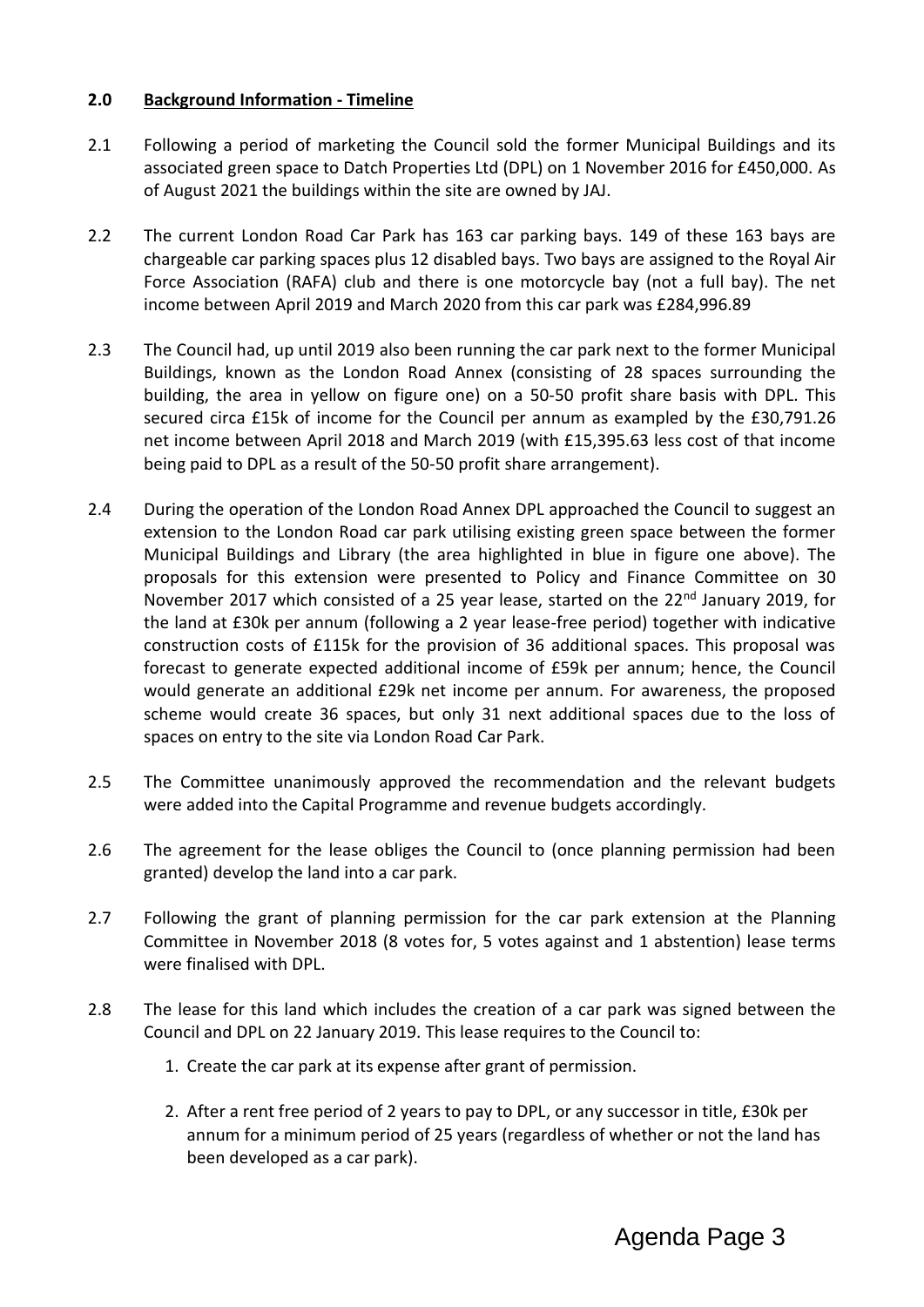## 2.0 Background Information - Timeline

2.1 Following a period of marketing the Council sold the former Municipal Buildings and its associated green space to Datch Properties Ltd (DPL) on 1 November 2016 for £450,000. As of August 2021 the buildings within the site are owned by JAJ.

2.2 The current London Road Car Park has 163 car parking bays. 149 of these 163 bays are chargeable car parking spaces plus 12 disabled bays. Two bays are assigned to the Royal Air Force Association (RAFA) club and there is one motorcycle bay (not a full bay). The net income between April 2019 and March 2020 from this car park was £284,996.89

2.3 The Council had, up until 2019 also been running the car park next to the former Municipal Buildings, known as the London Road Annex (consisting of 28 spaces surrounding the building, the area in yellow on figure one) on a 50-50 profit share basis with DPL. This secured circa £15k of income for the Council per annum as exampled by the £30,791.26 net income between April 2018 and March 2019 (with £15,395.63 less cost of that income being paid to DPL as a result of the 50-50 profit share arrangement).

2.4 During the operation of the London Road Annex DPL approached the Council to suggest an extension to the London Road car park utilising existing green space between the former Municipal Buildings and Library (the area highlighted in blue in figure one above). The proposals for this extension were presented to Policy and Finance Committee on 30 November 2017 which consisted of a 25 year lease, started on the 22nd January 2019, for the land at £30k per annum (following a 2 year lease-free period) together with indicative construction costs of £115k for the provision of 36 additional spaces. This proposal was forecast to generate expected additional income of £59k per annum; hence, the Council would generate an additional £29k net income per annum. For awareness, the proposed scheme would create 36 spaces, but only 31 next additional spaces due to the loss of spaces on entry to the site via London Road Car Park.

2.5 The Committee unanimously approved the recommendation and the relevant budgets were added into the Capital Programme and revenue budgets accordingly.

2.6 The agreement for the lease obliges the Council to (once planning permission had been granted) develop the land into a car park.

2.7 Following the grant of planning permission for the car park extension at the Planning Committee in November 2018 (8 votes for, 5 votes against and 1 abstention) lease terms were finalised with DPL.

2.8 The lease for this land which includes the creation of a car park was signed between the Council and DPL on 22 January 2019. This lease requires to the Council to:

1. Create the car park at its expense after grant of permission.
2. After a rent free period of 2 years to pay to DPL, or any successor in title, £30k per annum for a minimum period of 25 years (regardless of whether or not the land has been developed as a car park).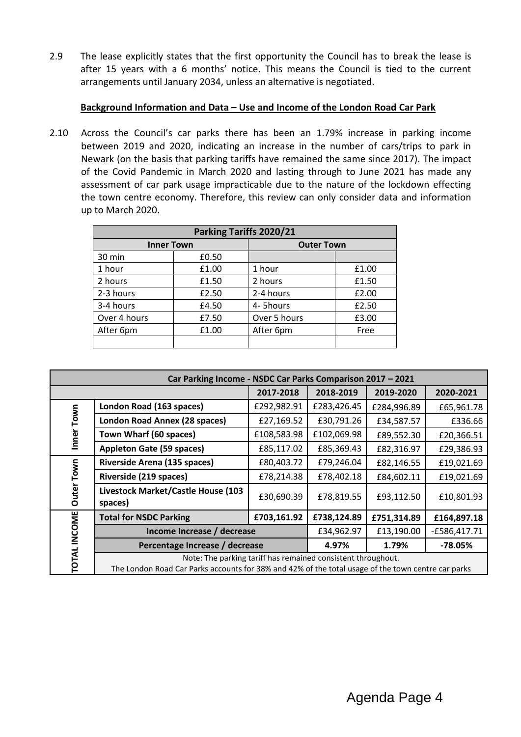2.9 The lease explicitly states that the first opportunity the Council has to break the lease is after 15 years with a 6 months' notice. This means the Council is tied to the current arrangements until January 2034, unless an alternative is negotiated.

**Background Information and Data – Use and Income of the London Road Car Park**

2.10 Across the Council's car parks there has been an 1.79% increase in parking income between 2019 and 2020, indicating an increase in the number of cars/trips to park in Newark (on the basis that parking tariffs have remained the same since 2017). The impact of the Covid Pandemic in March 2020 and lasting through to June 2021 has made any assessment of car park usage impracticable due to the nature of the lockdown effecting the town centre economy. Therefore, this review can only consider data and information up to March 2020.

| Parking Tariffs 2020/21 | | | |
|---|---|---|---|
| **Inner Town** | | **Outer Town** | |
| 30 min | £0.50 | | |
| 1 hour | £1.00 | 1 hour | £1.00 |
| 2 hours | £1.50 | 2 hours | £1.50 |
| 2-3 hours | £2.50 | 2-4 hours | £2.00 |
| 3-4 hours | £4.50 | 4- 5hours | £2.50 |
| Over 4 hours | £7.50 | Over 5 hours | £3.00 |
| After 6pm | £1.00 | After 6pm | Free |
| | | | |

| Car Parking Income - NSDC Car Parks Comparison 2017 – 2021 | | | | | |
|---|---|---|---|---|---|
| | | **2017-2018** | **2018-2019** | **2019-2020** | **2020-2021** |
| **Inner Town** | **London Road (163 spaces)** | £292,982.91 | £283,426.45 | £284,996.89 | £65,961.78 |
| | **London Road Annex (28 spaces)** | £27,169.52 | £30,791.26 | £34,587.57 | £336.66 |
| | **Town Wharf (60 spaces)** | £108,583.98 | £102,069.98 | £89,552.30 | £20,366.51 |
| | **Appleton Gate (59 spaces)** | £85,117.02 | £85,369.43 | £82,316.97 | £29,386.93 |
| **Outer Town** | **Riverside Arena (135 spaces)** | £80,403.72 | £79,246.04 | £82,146.55 | £19,021.69 |
| | **Riverside (219 spaces)** | £78,214.38 | £78,402.18 | £84,602.11 | £19,021.69 |
| | **Livestock Market/Castle House (103 spaces)** | £30,690.39 | £78,819.55 | £93,112.50 | £10,801.93 |
| **TOTAL INCOME** | **Total for NSDC Parking** | **£703,161.92** | **£738,124.89** | **£751,314.89** | **£164,897.18** |
| | **Income Increase / decrease** | | £34,962.97 | £13,190.00 | -£586,417.71 |
| | **Percentage Increase / decrease** | | **4.97%** | **1.79%** | **-78.05%** |
| | Note: The parking tariff has remained consistent throughout. The London Road Car Parks accounts for 38% and 42% of the total usage of the town centre car parks | | | | |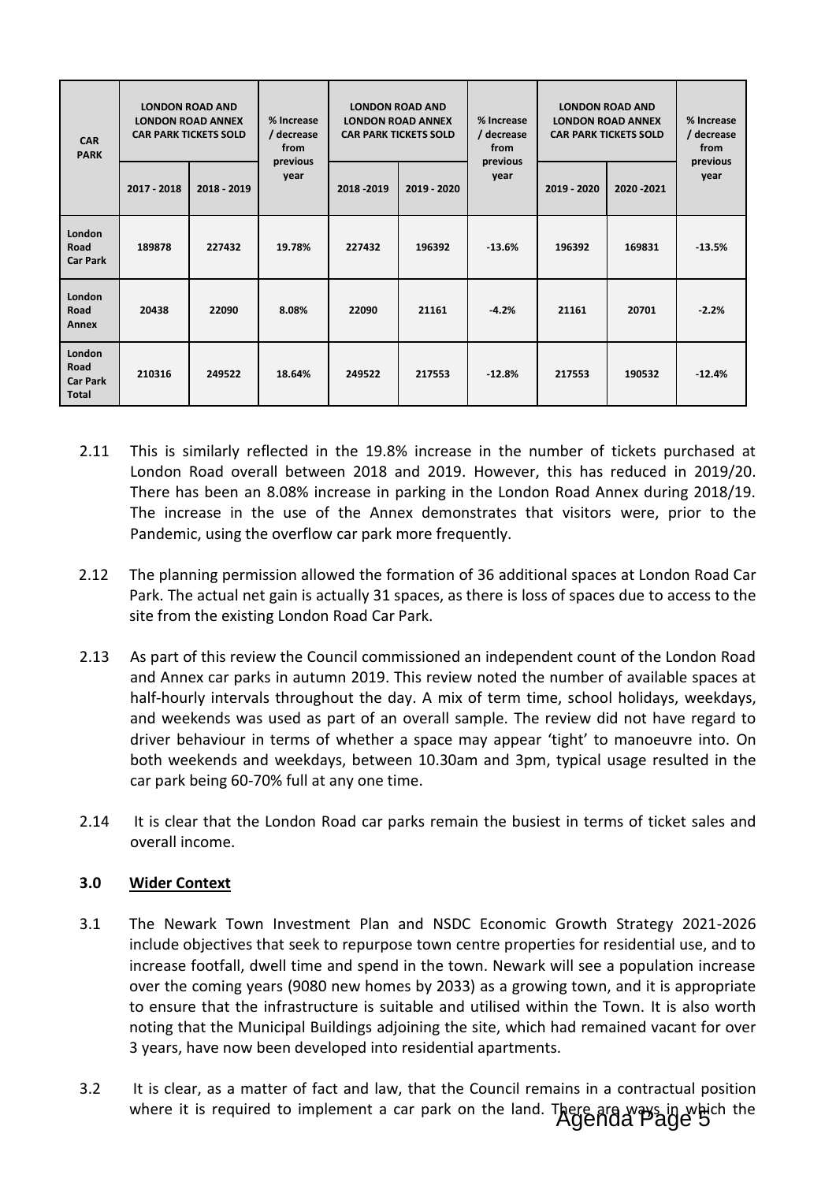| CAR PARK | LONDON ROAD AND LONDON ROAD ANNEX CAR PARK TICKETS SOLD | | % Increase / decrease from previous year | LONDON ROAD AND LONDON ROAD ANNEX CAR PARK TICKETS SOLD | | % Increase / decrease from previous year | LONDON ROAD AND LONDON ROAD ANNEX CAR PARK TICKETS SOLD | | % Increase / decrease from previous year |
|---|---|---|---|---|---|---|---|---|---|
| | 2017 - 2018 | 2018 - 2019 | | 2018 -2019 | 2019 - 2020 | | 2019 - 2020 | 2020 -2021 | |
| **London Road Car Park** | **189878** | **227432** | **19.78%** | **227432** | **196392** | **-13.6%** | **196392** | **169831** | **-13.5%** |
| **London Road Annex** | **20438** | **22090** | **8.08%** | **22090** | **21161** | **-4.2%** | **21161** | **20701** | **-2.2%** |
| **London Road Car Park Total** | **210316** | **249522** | **18.64%** | **249522** | **217553** | **-12.8%** | **217553** | **190532** | **-12.4%** |

2.11 This is similarly reflected in the 19.8% increase in the number of tickets purchased at London Road overall between 2018 and 2019. However, this has reduced in 2019/20. There has been an 8.08% increase in parking in the London Road Annex during 2018/19. The increase in the use of the Annex demonstrates that visitors were, prior to the Pandemic, using the overflow car park more frequently.

2.12 The planning permission allowed the formation of 36 additional spaces at London Road Car Park. The actual net gain is actually 31 spaces, as there is loss of spaces due to access to the site from the existing London Road Car Park.

2.13 As part of this review the Council commissioned an independent count of the London Road and Annex car parks in autumn 2019. This review noted the number of available spaces at half-hourly intervals throughout the day. A mix of term time, school holidays, weekdays, and weekends was used as part of an overall sample. The review did not have regard to driver behaviour in terms of whether a space may appear 'tight' to manoeuvre into. On both weekends and weekdays, between 10.30am and 3pm, typical usage resulted in the car park being 60-70% full at any one time.

2.14 It is clear that the London Road car parks remain the busiest in terms of ticket sales and overall income.

### 3.0 Wider Context

3.1 The Newark Town Investment Plan and NSDC Economic Growth Strategy 2021-2026 include objectives that seek to repurpose town centre properties for residential use, and to increase footfall, dwell time and spend in the town. Newark will see a population increase over the coming years (9080 new homes by 2033) as a growing town, and it is appropriate to ensure that the infrastructure is suitable and utilised within the Town. It is also worth noting that the Municipal Buildings adjoining the site, which had remained vacant for over 3 years, have now been developed into residential apartments.

3.2 It is clear, as a matter of fact and law, that the Council remains in a contractual position where it is required to implement a car park on the land. There are ways in which the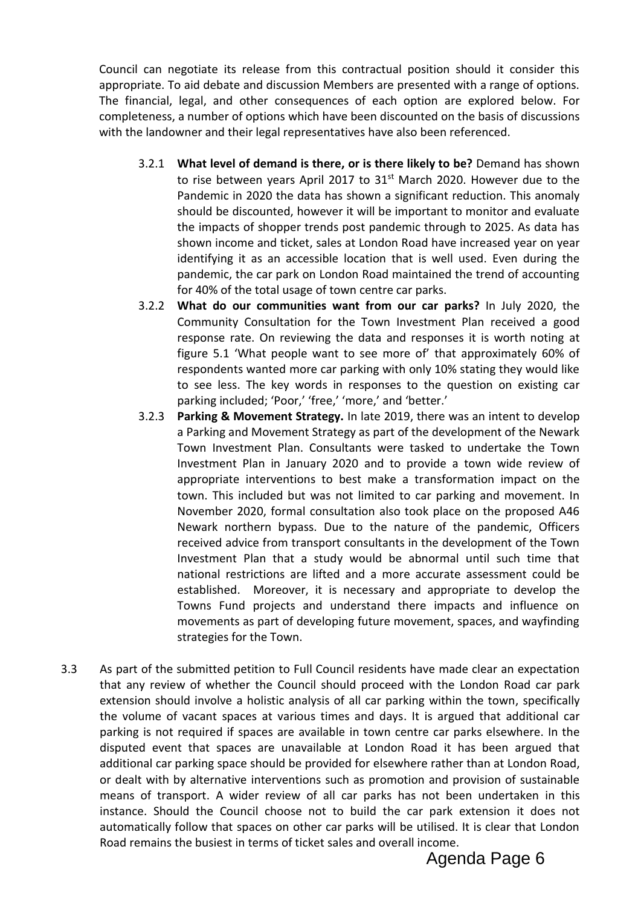Council can negotiate its release from this contractual position should it consider this appropriate. To aid debate and discussion Members are presented with a range of options. The financial, legal, and other consequences of each option are explored below. For completeness, a number of options which have been discounted on the basis of discussions with the landowner and their legal representatives have also been referenced.

3.2.1 **What level of demand is there, or is there likely to be?** Demand has shown to rise between years April 2017 to 31st March 2020. However due to the Pandemic in 2020 the data has shown a significant reduction. This anomaly should be discounted, however it will be important to monitor and evaluate the impacts of shopper trends post pandemic through to 2025. As data has shown income and ticket, sales at London Road have increased year on year identifying it as an accessible location that is well used. Even during the pandemic, the car park on London Road maintained the trend of accounting for 40% of the total usage of town centre car parks.

3.2.2 **What do our communities want from our car parks?** In July 2020, the Community Consultation for the Town Investment Plan received a good response rate. On reviewing the data and responses it is worth noting at figure 5.1 'What people want to see more of' that approximately 60% of respondents wanted more car parking with only 10% stating they would like to see less. The key words in responses to the question on existing car parking included; 'Poor,' 'free,' 'more,' and 'better.'

3.2.3 **Parking & Movement Strategy.** In late 2019, there was an intent to develop a Parking and Movement Strategy as part of the development of the Newark Town Investment Plan. Consultants were tasked to undertake the Town Investment Plan in January 2020 and to provide a town wide review of appropriate interventions to best make a transformation impact on the town. This included but was not limited to car parking and movement. In November 2020, formal consultation also took place on the proposed A46 Newark northern bypass. Due to the nature of the pandemic, Officers received advice from transport consultants in the development of the Town Investment Plan that a study would be abnormal until such time that national restrictions are lifted and a more accurate assessment could be established. Moreover, it is necessary and appropriate to develop the Towns Fund projects and understand there impacts and influence on movements as part of developing future movement, spaces, and wayfinding strategies for the Town.

3.3 As part of the submitted petition to Full Council residents have made clear an expectation that any review of whether the Council should proceed with the London Road car park extension should involve a holistic analysis of all car parking within the town, specifically the volume of vacant spaces at various times and days. It is argued that additional car parking is not required if spaces are available in town centre car parks elsewhere. In the disputed event that spaces are unavailable at London Road it has been argued that additional car parking space should be provided for elsewhere rather than at London Road, or dealt with by alternative interventions such as promotion and provision of sustainable means of transport. A wider review of all car parks has not been undertaken in this instance. Should the Council choose not to build the car park extension it does not automatically follow that spaces on other car parks will be utilised. It is clear that London Road remains the busiest in terms of ticket sales and overall income.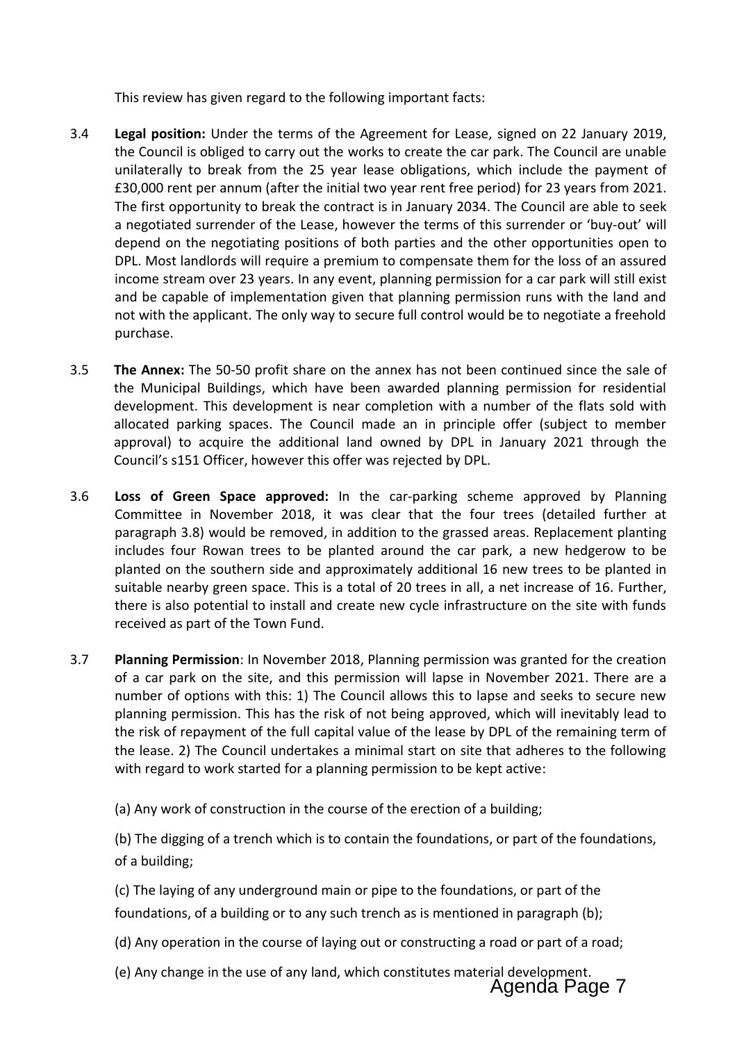This review has given regard to the following important facts:

3.4 **Legal position:** Under the terms of the Agreement for Lease, signed on 22 January 2019, the Council is obliged to carry out the works to create the car park. The Council are unable unilaterally to break from the 25 year lease obligations, which include the payment of £30,000 rent per annum (after the initial two year rent free period) for 23 years from 2021. The first opportunity to break the contract is in January 2034. The Council are able to seek a negotiated surrender of the Lease, however the terms of this surrender or 'buy-out' will depend on the negotiating positions of both parties and the other opportunities open to DPL. Most landlords will require a premium to compensate them for the loss of an assured income stream over 23 years. In any event, planning permission for a car park will still exist and be capable of implementation given that planning permission runs with the land and not with the applicant. The only way to secure full control would be to negotiate a freehold purchase.

3.5 **The Annex:** The 50-50 profit share on the annex has not been continued since the sale of the Municipal Buildings, which have been awarded planning permission for residential development. This development is near completion with a number of the flats sold with allocated parking spaces. The Council made an in principle offer (subject to member approval) to acquire the additional land owned by DPL in January 2021 through the Council's s151 Officer, however this offer was rejected by DPL.

3.6 **Loss of Green Space approved:** In the car-parking scheme approved by Planning Committee in November 2018, it was clear that the four trees (detailed further at paragraph 3.8) would be removed, in addition to the grassed areas. Replacement planting includes four Rowan trees to be planted around the car park, a new hedgerow to be planted on the southern side and approximately additional 16 new trees to be planted in suitable nearby green space. This is a total of 20 trees in all, a net increase of 16. Further, there is also potential to install and create new cycle infrastructure on the site with funds received as part of the Town Fund.

3.7 **Planning Permission**: In November 2018, Planning permission was granted for the creation of a car park on the site, and this permission will lapse in November 2021. There are a number of options with this: 1) The Council allows this to lapse and seeks to secure new planning permission. This has the risk of not being approved, which will inevitably lead to the risk of repayment of the full capital value of the lease by DPL of the remaining term of the lease. 2) The Council undertakes a minimal start on site that adheres to the following with regard to work started for a planning permission to be kept active:

(a) Any work of construction in the course of the erection of a building;

(b) The digging of a trench which is to contain the foundations, or part of the foundations, of a building;

(c) The laying of any underground main or pipe to the foundations, or part of the foundations, of a building or to any such trench as is mentioned in paragraph (b);

(d) Any operation in the course of laying out or constructing a road or part of a road;

(e) Any change in the use of any land, which constitutes material development.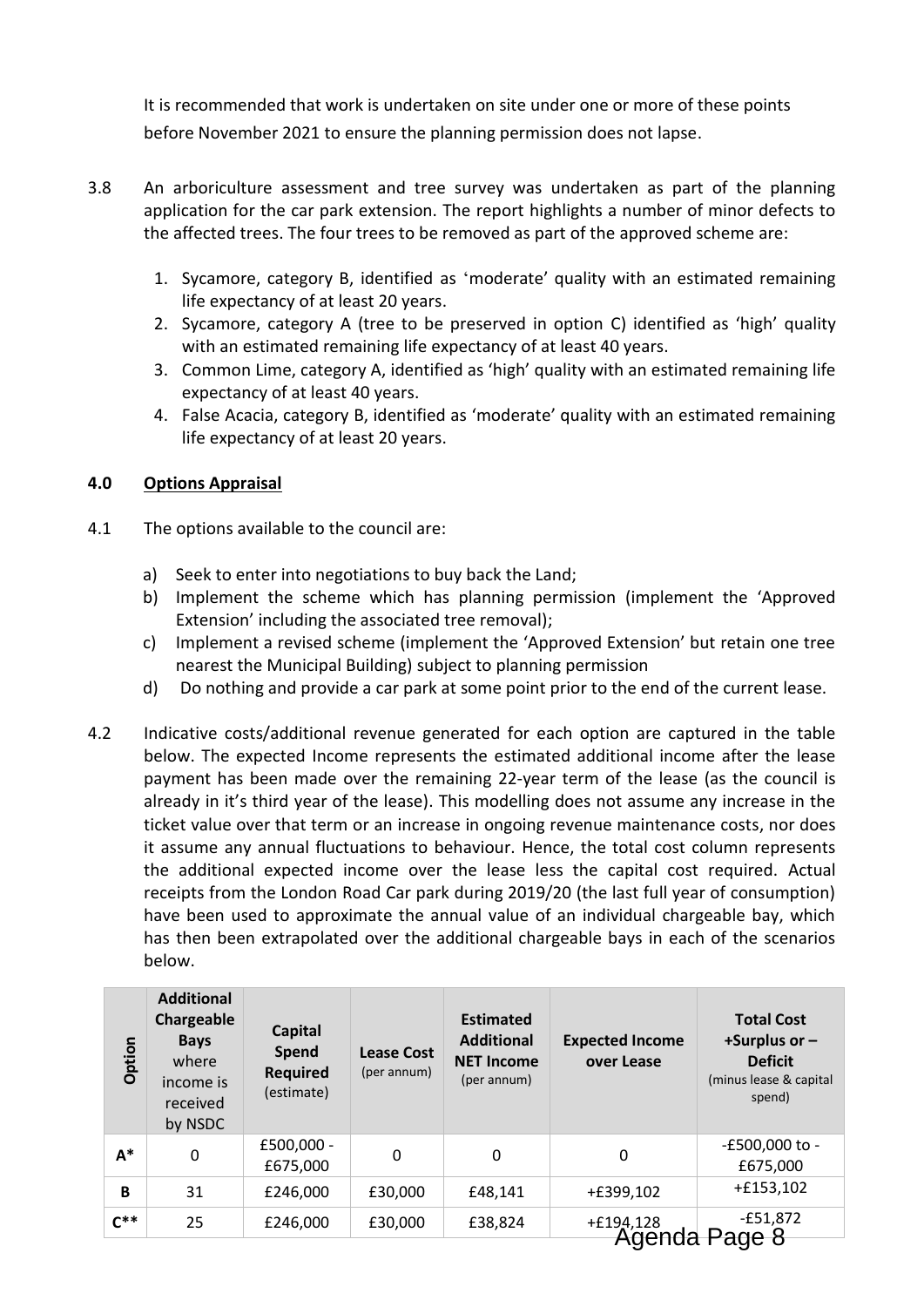It is recommended that work is undertaken on site under one or more of these points before November 2021 to ensure the planning permission does not lapse.

3.8 An arboriculture assessment and tree survey was undertaken as part of the planning application for the car park extension. The report highlights a number of minor defects to the affected trees. The four trees to be removed as part of the approved scheme are:

1. Sycamore, category B, identified as 'moderate' quality with an estimated remaining life expectancy of at least 20 years.
2. Sycamore, category A (tree to be preserved in option C) identified as 'high' quality with an estimated remaining life expectancy of at least 40 years.
3. Common Lime, category A, identified as 'high' quality with an estimated remaining life expectancy of at least 40 years.
4. False Acacia, category B, identified as 'moderate' quality with an estimated remaining life expectancy of at least 20 years.

## 4.0 Options Appraisal

4.1 The options available to the council are:

a) Seek to enter into negotiations to buy back the Land;
b) Implement the scheme which has planning permission (implement the 'Approved Extension' including the associated tree removal);
c) Implement a revised scheme (implement the 'Approved Extension' but retain one tree nearest the Municipal Building) subject to planning permission
d) Do nothing and provide a car park at some point prior to the end of the current lease.

4.2 Indicative costs/additional revenue generated for each option are captured in the table below. The expected Income represents the estimated additional income after the lease payment has been made over the remaining 22-year term of the lease (as the council is already in it's third year of the lease). This modelling does not assume any increase in the ticket value over that term or an increase in ongoing revenue maintenance costs, nor does it assume any annual fluctuations to behaviour. Hence, the total cost column represents the additional expected income over the lease less the capital cost required. Actual receipts from the London Road Car park during 2019/20 (the last full year of consumption) have been used to approximate the annual value of an individual chargeable bay, which has then been extrapolated over the additional chargeable bays in each of the scenarios below.

| Option | Additional Chargeable Bays where income is received by NSDC | Capital Spend Required (estimate) | Lease Cost (per annum) | Estimated Additional NET Income (per annum) | Expected Income over Lease | Total Cost +Surplus or – Deficit (minus lease & capital spend) |
|---|---|---|---|---|---|---|
| A* | 0 | £500,000 - £675,000 | 0 | 0 | 0 | -£500,000 to -£675,000 |
| B | 31 | £246,000 | £30,000 | £48,141 | +£399,102 | +£153,102 |
| C** | 25 | £246,000 | £30,000 | £38,824 | +£194,128 | -£51,872 |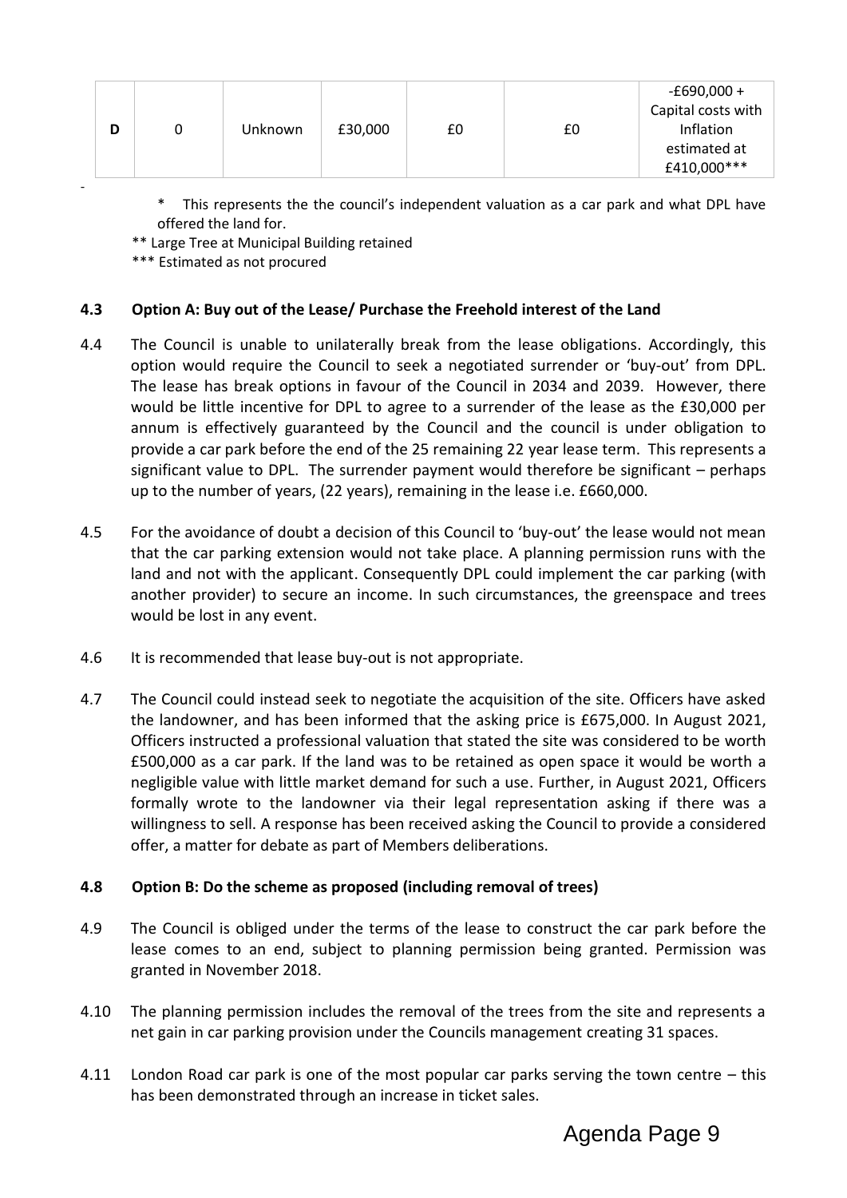| D | 0 | Unknown | £30,000 | £0 | £0 | -£690,000 + Capital costs with Inflation estimated at £410,000*** |
|---|---|---|---|---|---|---|

-

\* This represents the the council's independent valuation as a car park and what DPL have offered the land for.

** Large Tree at Municipal Building retained

*** Estimated as not procured

**4.3 Option A: Buy out of the Lease/ Purchase the Freehold interest of the Land**

4.4 The Council is unable to unilaterally break from the lease obligations. Accordingly, this option would require the Council to seek a negotiated surrender or 'buy-out' from DPL. The lease has break options in favour of the Council in 2034 and 2039. However, there would be little incentive for DPL to agree to a surrender of the lease as the £30,000 per annum is effectively guaranteed by the Council and the council is under obligation to provide a car park before the end of the 25 remaining 22 year lease term. This represents a significant value to DPL. The surrender payment would therefore be significant – perhaps up to the number of years, (22 years), remaining in the lease i.e. £660,000.

4.5 For the avoidance of doubt a decision of this Council to 'buy-out' the lease would not mean that the car parking extension would not take place. A planning permission runs with the land and not with the applicant. Consequently DPL could implement the car parking (with another provider) to secure an income. In such circumstances, the greenspace and trees would be lost in any event.

4.6 It is recommended that lease buy-out is not appropriate.

4.7 The Council could instead seek to negotiate the acquisition of the site. Officers have asked the landowner, and has been informed that the asking price is £675,000. In August 2021, Officers instructed a professional valuation that stated the site was considered to be worth £500,000 as a car park. If the land was to be retained as open space it would be worth a negligible value with little market demand for such a use. Further, in August 2021, Officers formally wrote to the landowner via their legal representation asking if there was a willingness to sell. A response has been received asking the Council to provide a considered offer, a matter for debate as part of Members deliberations.

**4.8 Option B: Do the scheme as proposed (including removal of trees)**

4.9 The Council is obliged under the terms of the lease to construct the car park before the lease comes to an end, subject to planning permission being granted. Permission was granted in November 2018.

4.10 The planning permission includes the removal of the trees from the site and represents a net gain in car parking provision under the Councils management creating 31 spaces.

4.11 London Road car park is one of the most popular car parks serving the town centre – this has been demonstrated through an increase in ticket sales.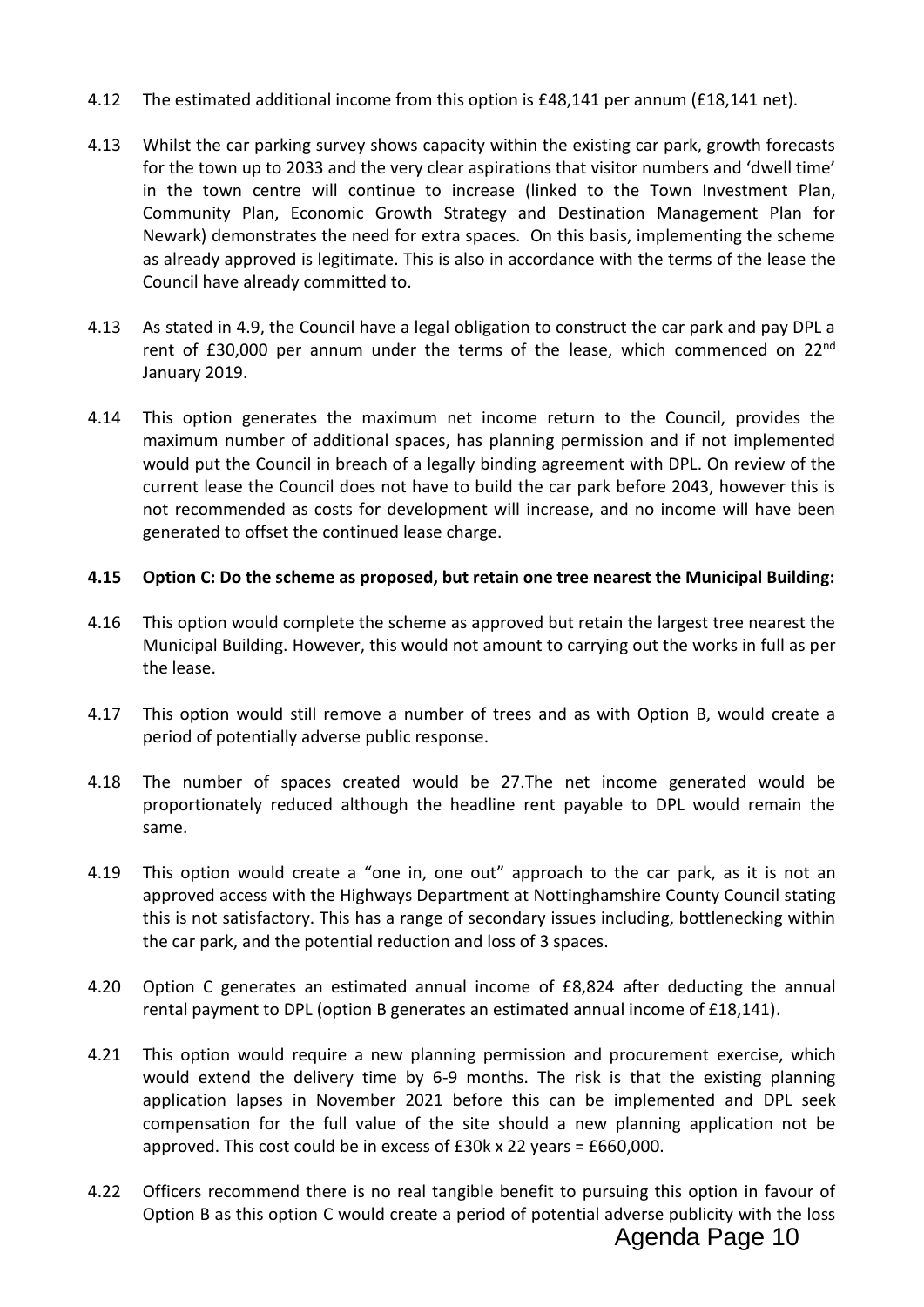4.12 The estimated additional income from this option is £48,141 per annum (£18,141 net).

4.13 Whilst the car parking survey shows capacity within the existing car park, growth forecasts for the town up to 2033 and the very clear aspirations that visitor numbers and 'dwell time' in the town centre will continue to increase (linked to the Town Investment Plan, Community Plan, Economic Growth Strategy and Destination Management Plan for Newark) demonstrates the need for extra spaces. On this basis, implementing the scheme as already approved is legitimate. This is also in accordance with the terms of the lease the Council have already committed to.

4.13 As stated in 4.9, the Council have a legal obligation to construct the car park and pay DPL a rent of £30,000 per annum under the terms of the lease, which commenced on 22nd January 2019.

4.14 This option generates the maximum net income return to the Council, provides the maximum number of additional spaces, has planning permission and if not implemented would put the Council in breach of a legally binding agreement with DPL. On review of the current lease the Council does not have to build the car park before 2043, however this is not recommended as costs for development will increase, and no income will have been generated to offset the continued lease charge.

**4.15 Option C: Do the scheme as proposed, but retain one tree nearest the Municipal Building:**

4.16 This option would complete the scheme as approved but retain the largest tree nearest the Municipal Building. However, this would not amount to carrying out the works in full as per the lease.

4.17 This option would still remove a number of trees and as with Option B, would create a period of potentially adverse public response.

4.18 The number of spaces created would be 27.The net income generated would be proportionately reduced although the headline rent payable to DPL would remain the same.

4.19 This option would create a "one in, one out" approach to the car park, as it is not an approved access with the Highways Department at Nottinghamshire County Council stating this is not satisfactory. This has a range of secondary issues including, bottlenecking within the car park, and the potential reduction and loss of 3 spaces.

4.20 Option C generates an estimated annual income of £8,824 after deducting the annual rental payment to DPL (option B generates an estimated annual income of £18,141).

4.21 This option would require a new planning permission and procurement exercise, which would extend the delivery time by 6-9 months. The risk is that the existing planning application lapses in November 2021 before this can be implemented and DPL seek compensation for the full value of the site should a new planning application not be approved. This cost could be in excess of £30k x 22 years = £660,000.

4.22 Officers recommend there is no real tangible benefit to pursuing this option in favour of Option B as this option C would create a period of potential adverse publicity with the loss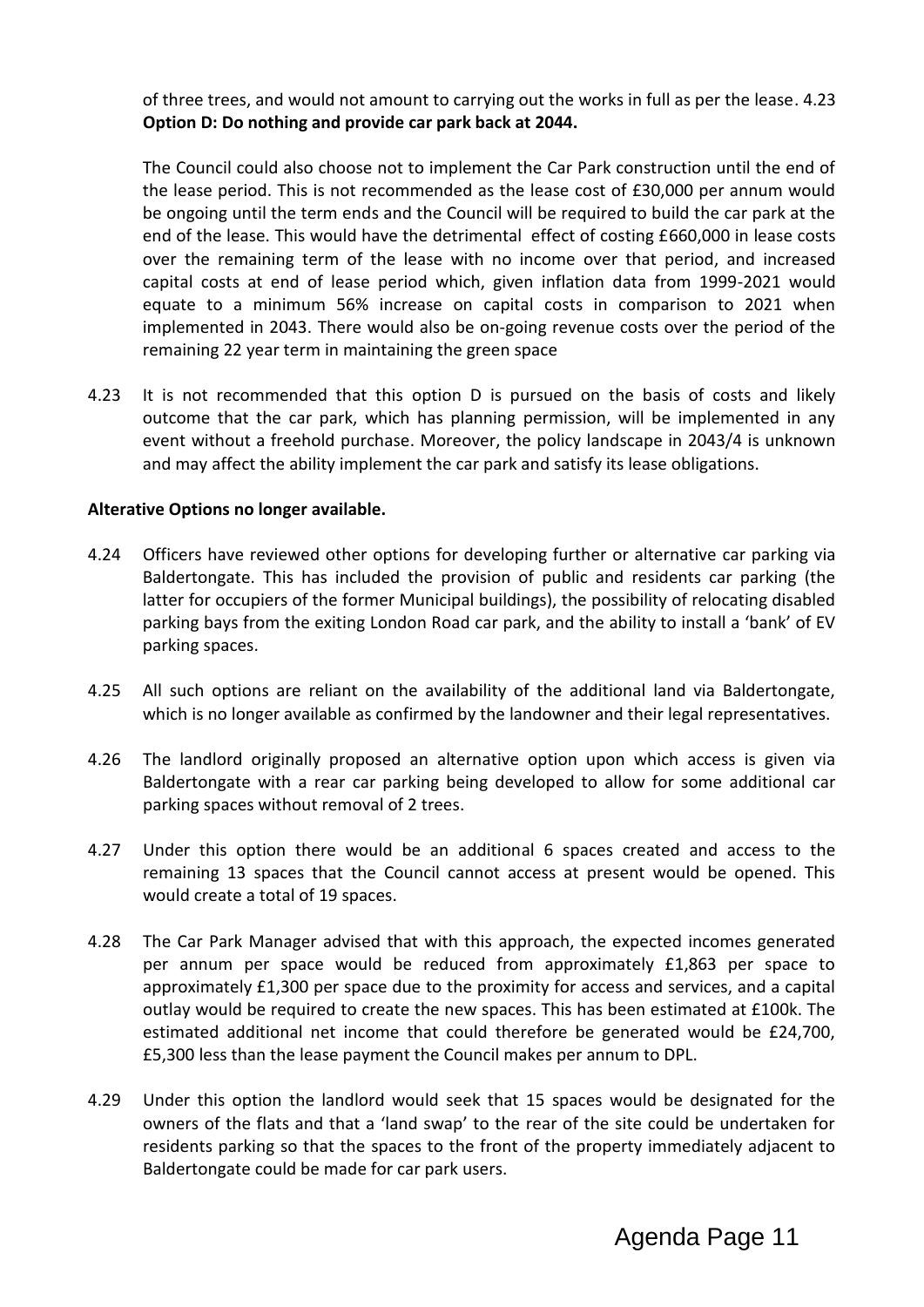of three trees, and would not amount to carrying out the works in full as per the lease. 4.23 **Option D: Do nothing and provide car park back at 2044.**

The Council could also choose not to implement the Car Park construction until the end of the lease period. This is not recommended as the lease cost of £30,000 per annum would be ongoing until the term ends and the Council will be required to build the car park at the end of the lease. This would have the detrimental effect of costing £660,000 in lease costs over the remaining term of the lease with no income over that period, and increased capital costs at end of lease period which, given inflation data from 1999-2021 would equate to a minimum 56% increase on capital costs in comparison to 2021 when implemented in 2043. There would also be on-going revenue costs over the period of the remaining 22 year term in maintaining the green space

4.23 It is not recommended that this option D is pursued on the basis of costs and likely outcome that the car park, which has planning permission, will be implemented in any event without a freehold purchase. Moreover, the policy landscape in 2043/4 is unknown and may affect the ability implement the car park and satisfy its lease obligations.

**Alterative Options no longer available.**

4.24 Officers have reviewed other options for developing further or alternative car parking via Baldertongate. This has included the provision of public and residents car parking (the latter for occupiers of the former Municipal buildings), the possibility of relocating disabled parking bays from the exiting London Road car park, and the ability to install a 'bank' of EV parking spaces.

4.25 All such options are reliant on the availability of the additional land via Baldertongate, which is no longer available as confirmed by the landowner and their legal representatives.

4.26 The landlord originally proposed an alternative option upon which access is given via Baldertongate with a rear car parking being developed to allow for some additional car parking spaces without removal of 2 trees.

4.27 Under this option there would be an additional 6 spaces created and access to the remaining 13 spaces that the Council cannot access at present would be opened. This would create a total of 19 spaces.

4.28 The Car Park Manager advised that with this approach, the expected incomes generated per annum per space would be reduced from approximately £1,863 per space to approximately £1,300 per space due to the proximity for access and services, and a capital outlay would be required to create the new spaces. This has been estimated at £100k. The estimated additional net income that could therefore be generated would be £24,700, £5,300 less than the lease payment the Council makes per annum to DPL.

4.29 Under this option the landlord would seek that 15 spaces would be designated for the owners of the flats and that a 'land swap' to the rear of the site could be undertaken for residents parking so that the spaces to the front of the property immediately adjacent to Baldertongate could be made for car park users.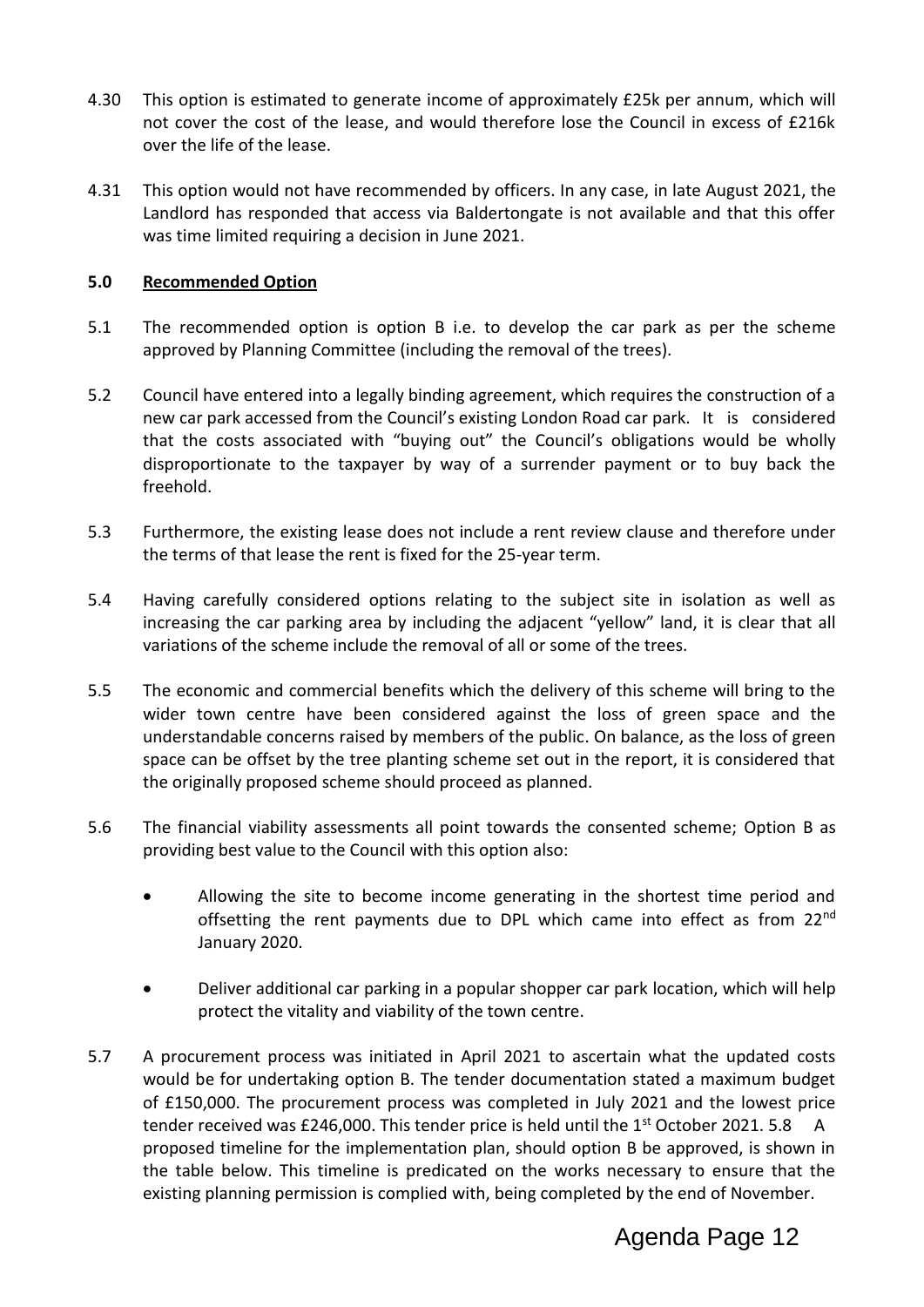4.30 This option is estimated to generate income of approximately £25k per annum, which will not cover the cost of the lease, and would therefore lose the Council in excess of £216k over the life of the lease.

4.31 This option would not have recommended by officers. In any case, in late August 2021, the Landlord has responded that access via Baldertongate is not available and that this offer was time limited requiring a decision in June 2021.

## 5.0 Recommended Option

5.1 The recommended option is option B i.e. to develop the car park as per the scheme approved by Planning Committee (including the removal of the trees).

5.2 Council have entered into a legally binding agreement, which requires the construction of a new car park accessed from the Council's existing London Road car park. It is considered that the costs associated with "buying out" the Council's obligations would be wholly disproportionate to the taxpayer by way of a surrender payment or to buy back the freehold.

5.3 Furthermore, the existing lease does not include a rent review clause and therefore under the terms of that lease the rent is fixed for the 25-year term.

5.4 Having carefully considered options relating to the subject site in isolation as well as increasing the car parking area by including the adjacent "yellow" land, it is clear that all variations of the scheme include the removal of all or some of the trees.

5.5 The economic and commercial benefits which the delivery of this scheme will bring to the wider town centre have been considered against the loss of green space and the understandable concerns raised by members of the public. On balance, as the loss of green space can be offset by the tree planting scheme set out in the report, it is considered that the originally proposed scheme should proceed as planned.

5.6 The financial viability assessments all point towards the consented scheme; Option B as providing best value to the Council with this option also:

- Allowing the site to become income generating in the shortest time period and offsetting the rent payments due to DPL which came into effect as from 22nd January 2020.
- Deliver additional car parking in a popular shopper car park location, which will help protect the vitality and viability of the town centre.

5.7 A procurement process was initiated in April 2021 to ascertain what the updated costs would be for undertaking option B. The tender documentation stated a maximum budget of £150,000. The procurement process was completed in July 2021 and the lowest price tender received was £246,000. This tender price is held until the 1st October 2021. 5.8 A proposed timeline for the implementation plan, should option B be approved, is shown in the table below. This timeline is predicated on the works necessary to ensure that the existing planning permission is complied with, being completed by the end of November.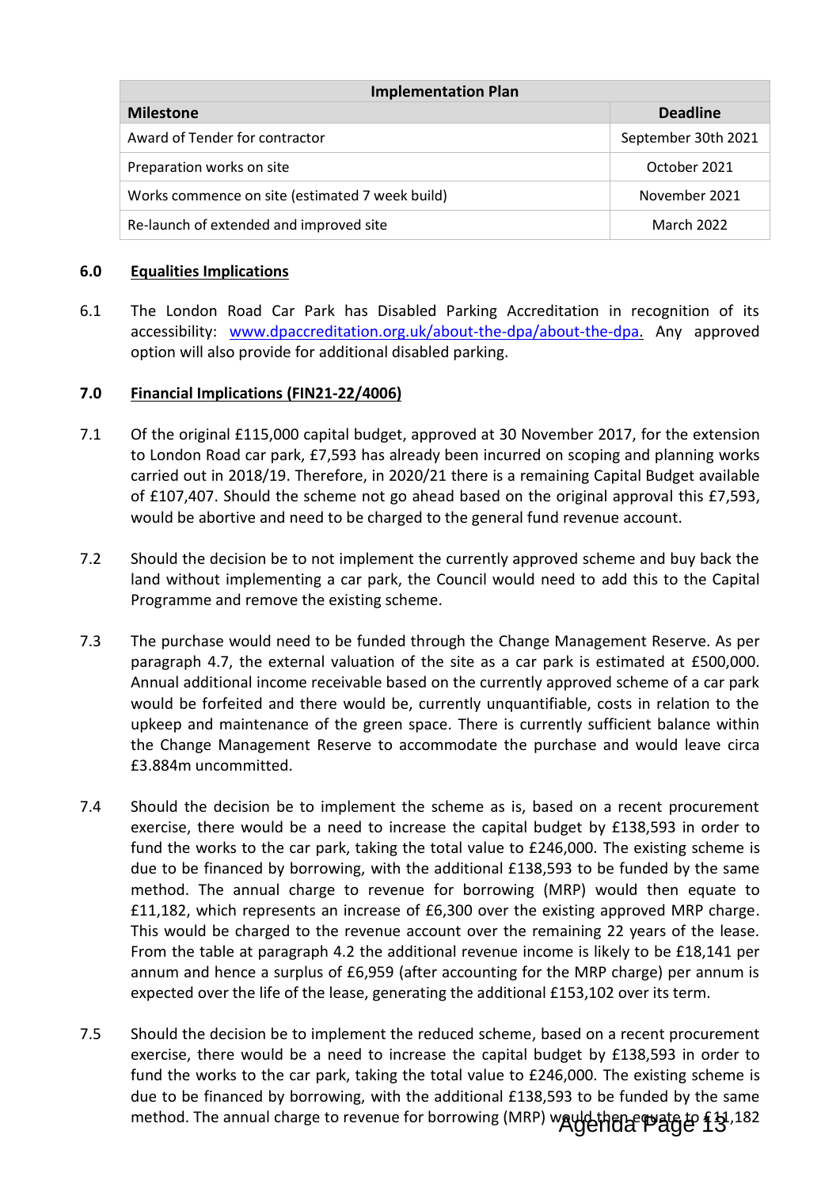| Implementation Plan | |
|---|---|
| **Milestone** | **Deadline** |
| Award of Tender for contractor | September 30th 2021 |
| Preparation works on site | October 2021 |
| Works commence on site (estimated 7 week build) | November 2021 |
| Re-launch of extended and improved site | March 2022 |

## 6.0 Equalities Implications

6.1 The London Road Car Park has Disabled Parking Accreditation in recognition of its accessibility: www.dpaccreditation.org.uk/about-the-dpa/about-the-dpa. Any approved option will also provide for additional disabled parking.

## 7.0 Financial Implications (FIN21-22/4006)

7.1 Of the original £115,000 capital budget, approved at 30 November 2017, for the extension to London Road car park, £7,593 has already been incurred on scoping and planning works carried out in 2018/19. Therefore, in 2020/21 there is a remaining Capital Budget available of £107,407. Should the scheme not go ahead based on the original approval this £7,593, would be abortive and need to be charged to the general fund revenue account.

7.2 Should the decision be to not implement the currently approved scheme and buy back the land without implementing a car park, the Council would need to add this to the Capital Programme and remove the existing scheme.

7.3 The purchase would need to be funded through the Change Management Reserve. As per paragraph 4.7, the external valuation of the site as a car park is estimated at £500,000. Annual additional income receivable based on the currently approved scheme of a car park would be forfeited and there would be, currently unquantifiable, costs in relation to the upkeep and maintenance of the green space. There is currently sufficient balance within the Change Management Reserve to accommodate the purchase and would leave circa £3.884m uncommitted.

7.4 Should the decision be to implement the scheme as is, based on a recent procurement exercise, there would be a need to increase the capital budget by £138,593 in order to fund the works to the car park, taking the total value to £246,000. The existing scheme is due to be financed by borrowing, with the additional £138,593 to be funded by the same method. The annual charge to revenue for borrowing (MRP) would then equate to £11,182, which represents an increase of £6,300 over the existing approved MRP charge. This would be charged to the revenue account over the remaining 22 years of the lease. From the table at paragraph 4.2 the additional revenue income is likely to be £18,141 per annum and hence a surplus of £6,959 (after accounting for the MRP charge) per annum is expected over the life of the lease, generating the additional £153,102 over its term.

7.5 Should the decision be to implement the reduced scheme, based on a recent procurement exercise, there would be a need to increase the capital budget by £138,593 in order to fund the works to the car park, taking the total value to £246,000. The existing scheme is due to be financed by borrowing, with the additional £138,593 to be funded by the same method. The annual charge to revenue for borrowing (MRP) would then equate to £11,182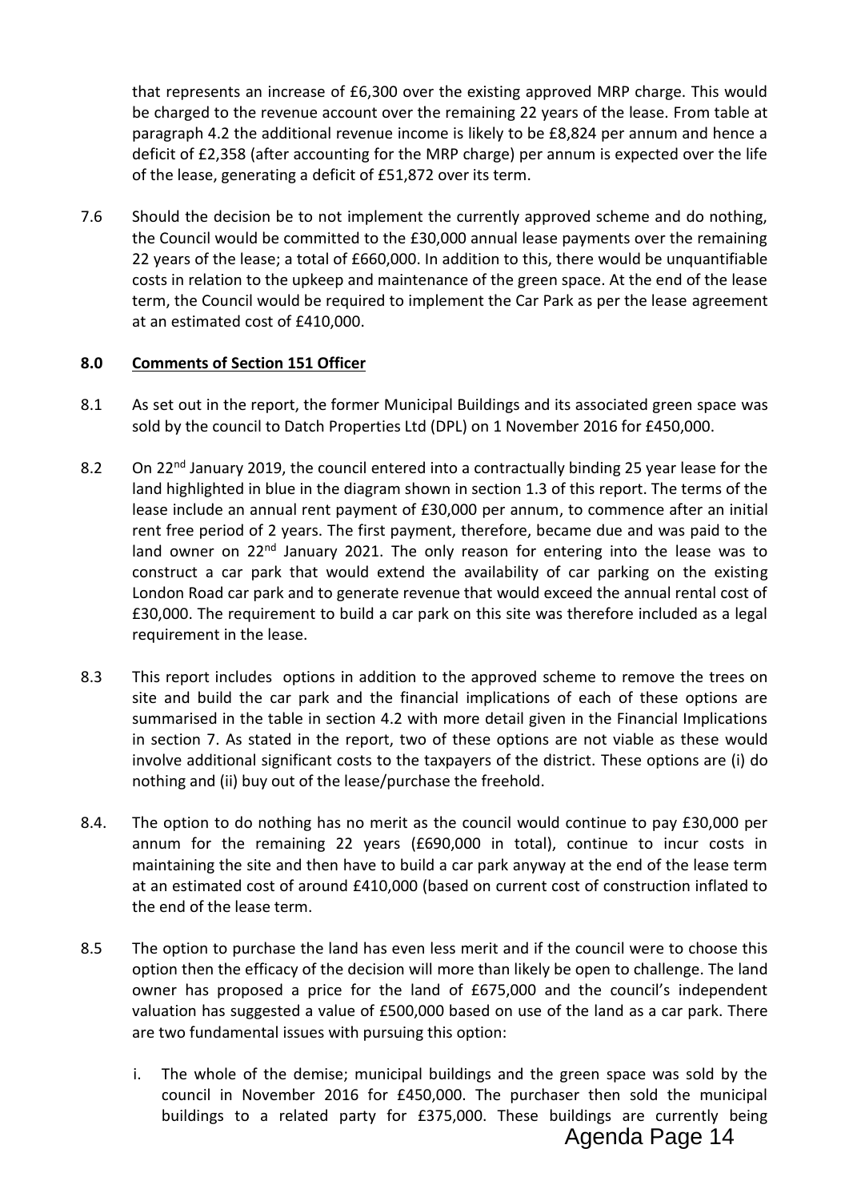that represents an increase of £6,300 over the existing approved MRP charge. This would be charged to the revenue account over the remaining 22 years of the lease. From table at paragraph 4.2 the additional revenue income is likely to be £8,824 per annum and hence a deficit of £2,358 (after accounting for the MRP charge) per annum is expected over the life of the lease, generating a deficit of £51,872 over its term.

7.6 Should the decision be to not implement the currently approved scheme and do nothing, the Council would be committed to the £30,000 annual lease payments over the remaining 22 years of the lease; a total of £660,000. In addition to this, there would be unquantifiable costs in relation to the upkeep and maintenance of the green space. At the end of the lease term, the Council would be required to implement the Car Park as per the lease agreement at an estimated cost of £410,000.

## 8.0 Comments of Section 151 Officer

8.1 As set out in the report, the former Municipal Buildings and its associated green space was sold by the council to Datch Properties Ltd (DPL) on 1 November 2016 for £450,000.

8.2 On 22nd January 2019, the council entered into a contractually binding 25 year lease for the land highlighted in blue in the diagram shown in section 1.3 of this report. The terms of the lease include an annual rent payment of £30,000 per annum, to commence after an initial rent free period of 2 years. The first payment, therefore, became due and was paid to the land owner on 22nd January 2021. The only reason for entering into the lease was to construct a car park that would extend the availability of car parking on the existing London Road car park and to generate revenue that would exceed the annual rental cost of £30,000. The requirement to build a car park on this site was therefore included as a legal requirement in the lease.

8.3 This report includes options in addition to the approved scheme to remove the trees on site and build the car park and the financial implications of each of these options are summarised in the table in section 4.2 with more detail given in the Financial Implications in section 7. As stated in the report, two of these options are not viable as these would involve additional significant costs to the taxpayers of the district. These options are (i) do nothing and (ii) buy out of the lease/purchase the freehold.

8.4. The option to do nothing has no merit as the council would continue to pay £30,000 per annum for the remaining 22 years (£690,000 in total), continue to incur costs in maintaining the site and then have to build a car park anyway at the end of the lease term at an estimated cost of around £410,000 (based on current cost of construction inflated to the end of the lease term.

8.5 The option to purchase the land has even less merit and if the council were to choose this option then the efficacy of the decision will more than likely be open to challenge. The land owner has proposed a price for the land of £675,000 and the council's independent valuation has suggested a value of £500,000 based on use of the land as a car park. There are two fundamental issues with pursuing this option:

i. The whole of the demise; municipal buildings and the green space was sold by the council in November 2016 for £450,000. The purchaser then sold the municipal buildings to a related party for £375,000. These buildings are currently being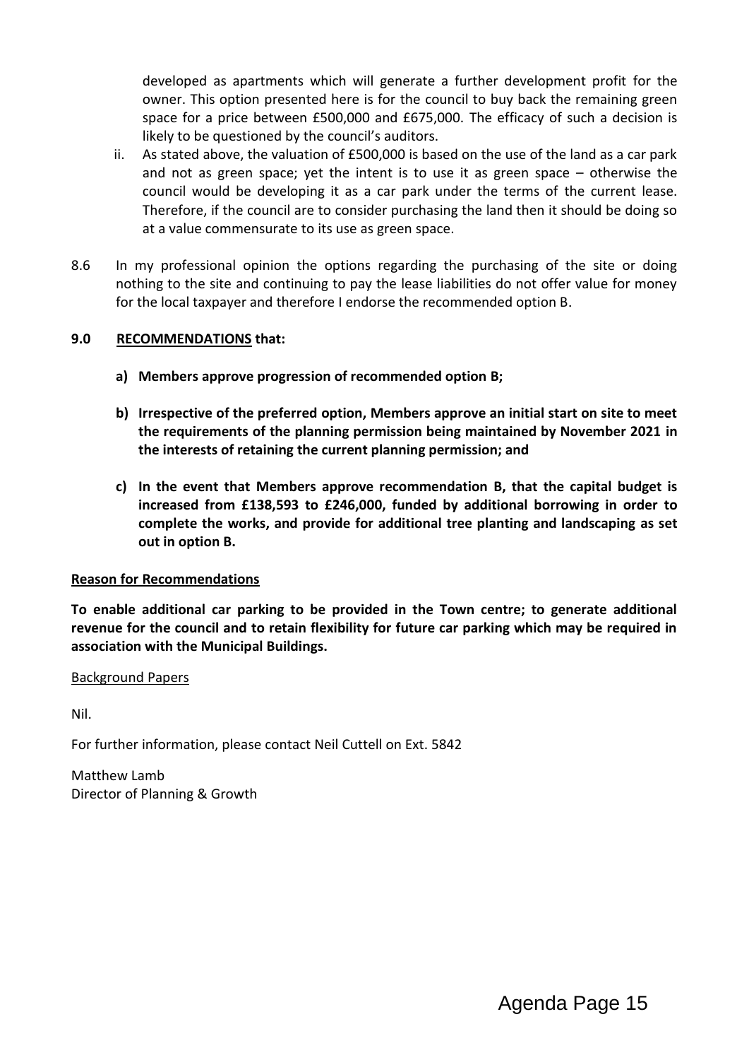developed as apartments which will generate a further development profit for the owner. This option presented here is for the council to buy back the remaining green space for a price between £500,000 and £675,000. The efficacy of such a decision is likely to be questioned by the council's auditors.

ii. As stated above, the valuation of £500,000 is based on the use of the land as a car park and not as green space; yet the intent is to use it as green space – otherwise the council would be developing it as a car park under the terms of the current lease. Therefore, if the council are to consider purchasing the land then it should be doing so at a value commensurate to its use as green space.

8.6 In my professional opinion the options regarding the purchasing of the site or doing nothing to the site and continuing to pay the lease liabilities do not offer value for money for the local taxpayer and therefore I endorse the recommended option B.

## 9.0 RECOMMENDATIONS that:

**a) Members approve progression of recommended option B;**

**b) Irrespective of the preferred option, Members approve an initial start on site to meet the requirements of the planning permission being maintained by November 2021 in the interests of retaining the current planning permission; and**

**c) In the event that Members approve recommendation B, that the capital budget is increased from £138,593 to £246,000, funded by additional borrowing in order to complete the works, and provide for additional tree planting and landscaping as set out in option B.**

**Reason for Recommendations**

**To enable additional car parking to be provided in the Town centre; to generate additional revenue for the council and to retain flexibility for future car parking which may be required in association with the Municipal Buildings.**

Background Papers

Nil.

For further information, please contact Neil Cuttell on Ext. 5842

Matthew Lamb
Director of Planning & Growth